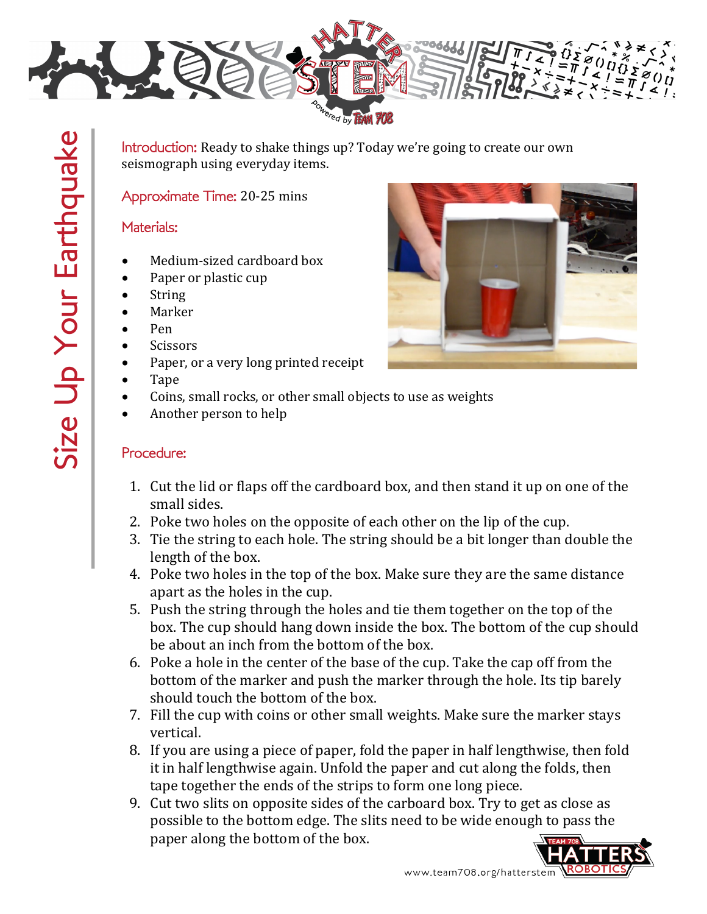# Size Up Your Earthquake

**Introduction:** Ready to shake things up? Today we're going to create our own seismograph using everyday items.

**Approximate Time:** 20-25 mins

**Materials:**

- Medium-sized cardboard box
- Paper or plastic cup
- String
- Marker
- Pen
- Scissors
- Paper, or a very long printed receipt
- Tape
- Coins, small rocks, or other small objects to use as weights
- Another person to help

**Procedure:**

1. Cut the lid or flaps off the cardboard box, and then stand it up on one of the small sides.
2. Poke two holes on the opposite of each other on the lip of the cup.
3. Tie the string to each hole. The string should be a bit longer than double the length of the box.
4. Poke two holes in the top of the box. Make sure they are the same distance apart as the holes in the cup.
5. Push the string through the holes and tie them together on the top of the box. The cup should hang down inside the box. The bottom of the cup should be about an inch from the bottom of the box.
6. Poke a hole in the center of the base of the cup. Take the cap off from the bottom of the marker and push the marker through the hole. Its tip barely should touch the bottom of the box.
7. Fill the cup with coins or other small weights. Make sure the marker stays vertical.
8. If you are using a piece of paper, fold the paper in half lengthwise, then fold it in half lengthwise again. Unfold the paper and cut along the folds, then tape together the ends of the strips to form one long piece.
9. Cut two slits on opposite sides of the carboard box. Try to get as close as possible to the bottom edge. The slits need to be wide enough to pass the paper along the bottom of the box.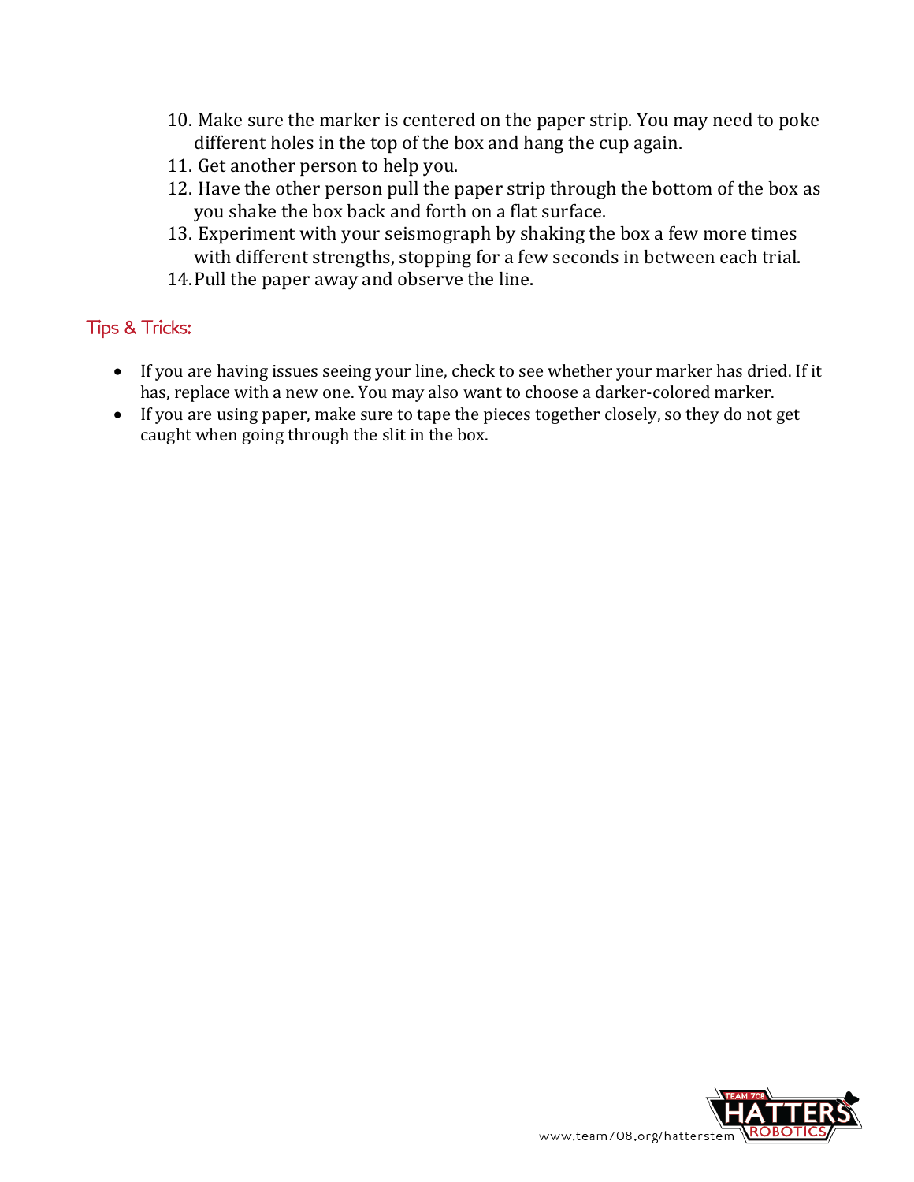10. Make sure the marker is centered on the paper strip. You may need to poke different holes in the top of the box and hang the cup again.
11. Get another person to help you.
12. Have the other person pull the paper strip through the bottom of the box as you shake the box back and forth on a flat surface.
13. Experiment with your seismograph by shaking the box a few more times with different strengths, stopping for a few seconds in between each trial.
14. Pull the paper away and observe the line.

## Tips & Tricks:

- If you are having issues seeing your line, check to see whether your marker has dried. If it has, replace with a new one. You may also want to choose a darker-colored marker.
- If you are using paper, make sure to tape the pieces together closely, so they do not get caught when going through the slit in the box.